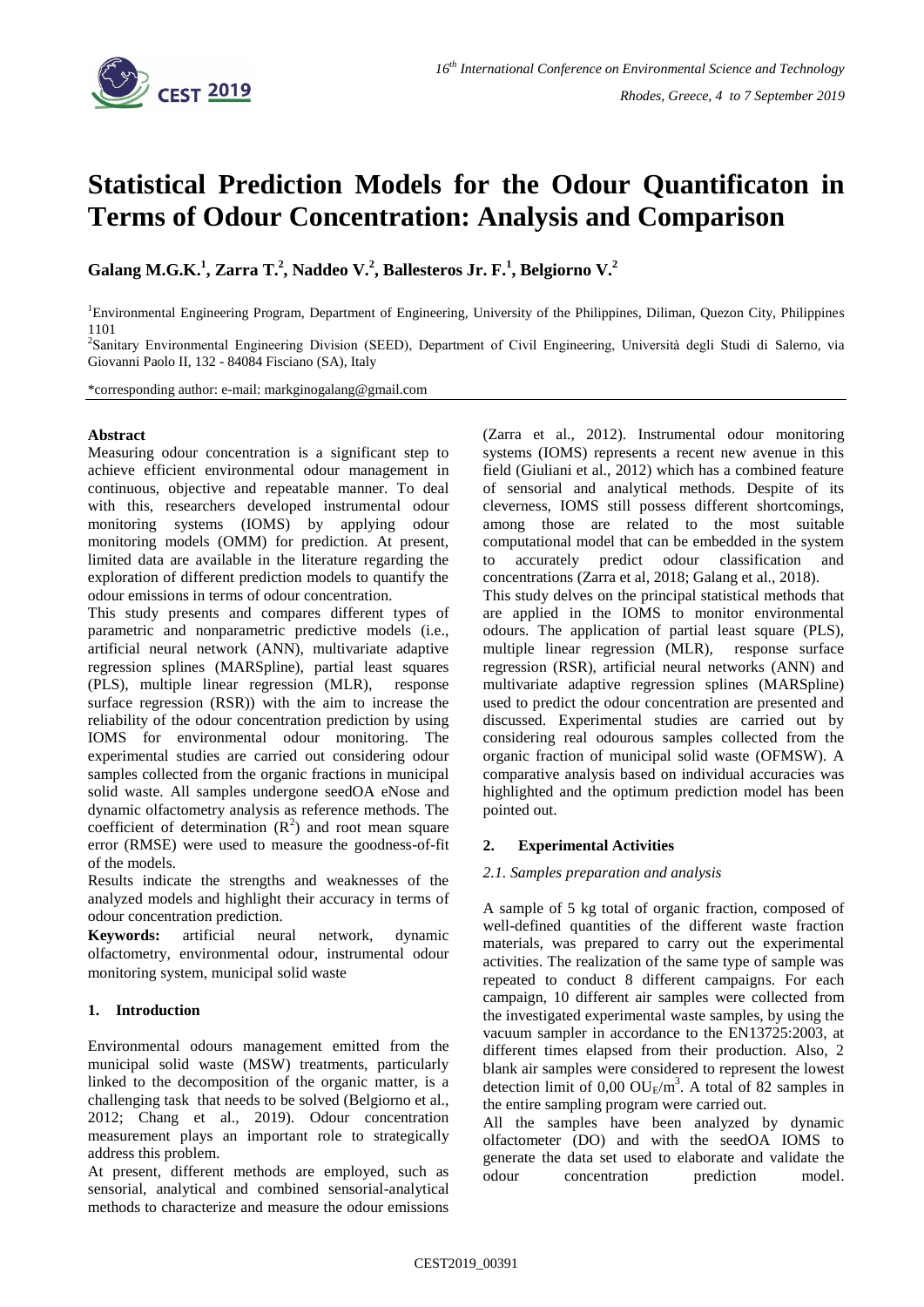# Statistical Prediction Models for the Odour Quantificaton in Terms of Odour Concentration: Analysis and Comparison

**Galang M.G.K.[1], Zarra T.[2], Naddeo V.[2], Ballesteros Jr. F.[1], Belgiorno V.[2]**

[1]Environmental Engineering Program, Department of Engineering, University of the Philippines, Diliman, Quezon City, Philippines 1101

[2]Sanitary Environmental Engineering Division (SEED), Department of Civil Engineering, Università degli Studi di Salerno, via Giovanni Paolo II, 132 - 84084 Fisciano (SA), Italy

*corresponding author: e-mail: markginogalang@gmail.com

**Abstract**

Measuring odour concentration is a significant step to achieve efficient environmental odour management in continuous, objective and repeatable manner. To deal with this, researchers developed instrumental odour monitoring systems (IOMS) by applying odour monitoring models (OMM) for prediction. At present, limited data are available in the literature regarding the exploration of different prediction models to quantify the odour emissions in terms of odour concentration.

This study presents and compares different types of parametric and nonparametric predictive models (i.e., artificial neural network (ANN), multivariate adaptive regression splines (MARSpline), partial least squares (PLS), multiple linear regression (MLR), response surface regression (RSR)) with the aim to increase the reliability of the odour concentration prediction by using IOMS for environmental odour monitoring. The experimental studies are carried out considering odour samples collected from the organic fractions in municipal solid waste. All samples undergone seedOA eNose and dynamic olfactometry analysis as reference methods. The coefficient of determination ($R^2$) and root mean square error (RMSE) were used to measure the goodness-of-fit of the models.

Results indicate the strengths and weaknesses of the analyzed models and highlight their accuracy in terms of odour concentration prediction.

**Keywords:** artificial neural network, dynamic olfactometry, environmental odour, instrumental odour monitoring system, municipal solid waste

## 1. Introduction

Environmental odours management emitted from the municipal solid waste (MSW) treatments, particularly linked to the decomposition of the organic matter, is a challenging task that needs to be solved (Belgiorno et al., 2012; Chang et al., 2019). Odour concentration measurement plays an important role to strategically address this problem.

At present, different methods are employed, such as sensorial, analytical and combined sensorial-analytical methods to characterize and measure the odour emissions (Zarra et al., 2012). Instrumental odour monitoring systems (IOMS) represents a recent new avenue in this field (Giuliani et al., 2012) which has a combined feature of sensorial and analytical methods. Despite of its cleverness, IOMS still possess different shortcomings, among those are related to the most suitable computational model that can be embedded in the system to accurately predict odour classification and concentrations (Zarra et al, 2018; Galang et al., 2018).

This study delves on the principal statistical methods that are applied in the IOMS to monitor environmental odours. The application of partial least square (PLS), multiple linear regression (MLR), response surface regression (RSR), artificial neural networks (ANN) and multivariate adaptive regression splines (MARSpline) used to predict the odour concentration are presented and discussed. Experimental studies are carried out by considering real odourous samples collected from the organic fraction of municipal solid waste (OFMSW). A comparative analysis based on individual accuracies was highlighted and the optimum prediction model has been pointed out.

## 2. Experimental Activities

### *2.1. Samples preparation and analysis*

A sample of 5 kg total of organic fraction, composed of well-defined quantities of the different waste fraction materials, was prepared to carry out the experimental activities. The realization of the same type of sample was repeated to conduct 8 different campaigns. For each campaign, 10 different air samples were collected from the investigated experimental waste samples, by using the vacuum sampler in accordance to the EN13725:2003, at different times elapsed from their production. Also, 2 blank air samples were considered to represent the lowest detection limit of 0,00 $OU_E/m^3$. A total of 82 samples in the entire sampling program were carried out.

All the samples have been analyzed by dynamic olfactometer (DO) and with the seedOA IOMS to generate the data set used to elaborate and validate the odour concentration prediction model.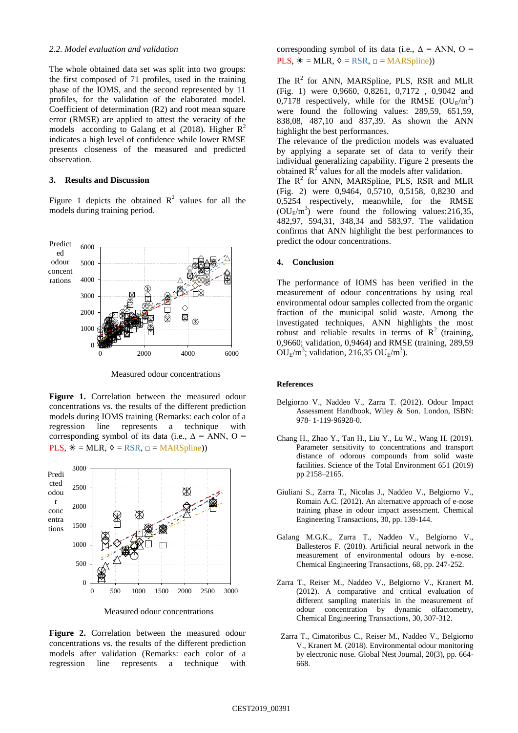### 2.2. Model evaluation and validation

The whole obtained data set was split into two groups: the first composed of 71 profiles, used in the training phase of the IOMS, and the second represented by 11 profiles, for the validation of the elaborated model. Coefficient of determination (R2) and root mean square error (RMSE) are applied to attest the veracity of the models according to Galang et al (2018). Higher $R^2$ indicates a high level of confidence while lower RMSE presents closeness of the measured and predicted observation.

## 3. Results and Discussion

Figure 1 depicts the obtained $R^2$ values for all the models during training period.

Predicted odour concentrations

6000
5000
4000
3000
2000
1000
0

0 2000 4000 6000

Measured odour concentrations

**Figure 1.** Correlation between the measured odour concentrations vs. the results of the different prediction models during IOMS training (Remarks: each color of a regression line represents a technique with corresponding symbol of its data (i.e., Δ = ANN, O = PLS, ✳ = MLR, ◊ = RSR, □ = MARSpline))

Predicted odour concentrations

3000
2500
2000
1500
1000
500
0

0 500 1000 1500 2000 2500 3000

Measured odour concentrations

**Figure 2.** Correlation between the measured odour concentrations vs. the results of the different prediction models after validation (Remarks: each color of a regression line represents a technique with corresponding symbol of its data (i.e., Δ = ANN, O = PLS, ✳ = MLR, ◊ = RSR, □ = MARSpline))

The $R^2$ for ANN, MARSpline, PLS, RSR and MLR (Fig. 1) were 0,9660, 0,8261, 0,7172 , 0,9042 and 0,7178 respectively, while for the RMSE ($OU_E/m^3$) were found the following values: 289,59, 651,59, 838,08, 487,10 and 837,39. As shown the ANN highlight the best performances.

The relevance of the prediction models was evaluated by applying a separate set of data to verify their individual generalizing capability. Figure 2 presents the obtained $R^2$ values for all the models after validation.

The $R^2$ for ANN, MARSpline, PLS, RSR and MLR (Fig. 2) were 0,9464, 0,5710, 0,5158, 0,8230 and 0,5254 respectively, meanwhile, for the RMSE ($OU_E/m^3$) were found the following values:216,35, 482,97, 594,31, 348,34 and 583,97. The validation confirms that ANN highlight the best performances to predict the odour concentrations.

## 4. Conclusion

The performance of IOMS has been verified in the measurement of odour concentrations by using real environmental odour samples collected from the organic fraction of the municipal solid waste. Among the investigated techniques, ANN highlights the most robust and reliable results in terms of $R^2$ (training, 0,9660; validation, 0,9464) and RMSE (training, 289,59 $OU_E/m^3$; validation, 216,35 $OU_E/m^3$).

#### References

Belgiorno V., Naddeo V., Zarra T. (2012). Odour Impact Assessment Handbook, Wiley & Son. London, ISBN: 978- 1-119-96928-0.

Chang H., Zhao Y., Tan H., Liu Y., Lu W., Wang H. (2019). Parameter sensitivity to concentrations and transport distance of odorous compounds from solid waste facilities. Science of the Total Environment 651 (2019) pp 2158–2165.

Giuliani S., Zarra T., Nicolas J., Naddeo V., Belgiorno V., Romain A.C. (2012). An alternative approach of e-nose training phase in odour impact assessment. Chemical Engineering Transactions, 30, pp. 139-144.

Galang M.G.K., Zarra T., Naddeo V., Belgiorno V., Ballesteros F. (2018). Artificial neural network in the measurement of environmental odours by e-nose. Chemical Engineering Transactions, 68, pp. 247-252.

Zarra T., Reiser M., Naddeo V., Belgiorno V., Kranert M. (2012). A comparative and critical evaluation of different sampling materials in the measurement of odour concentration by dynamic olfactometry, Chemical Engineering Transactions, 30, 307-312.

Zarra T., Cimatoribus C., Reiser M., Naddeo V., Belgiorno V., Kranert M. (2018). Environmental odour monitoring by electronic nose. Global Nest Journal, 20(3), pp. 664-668.